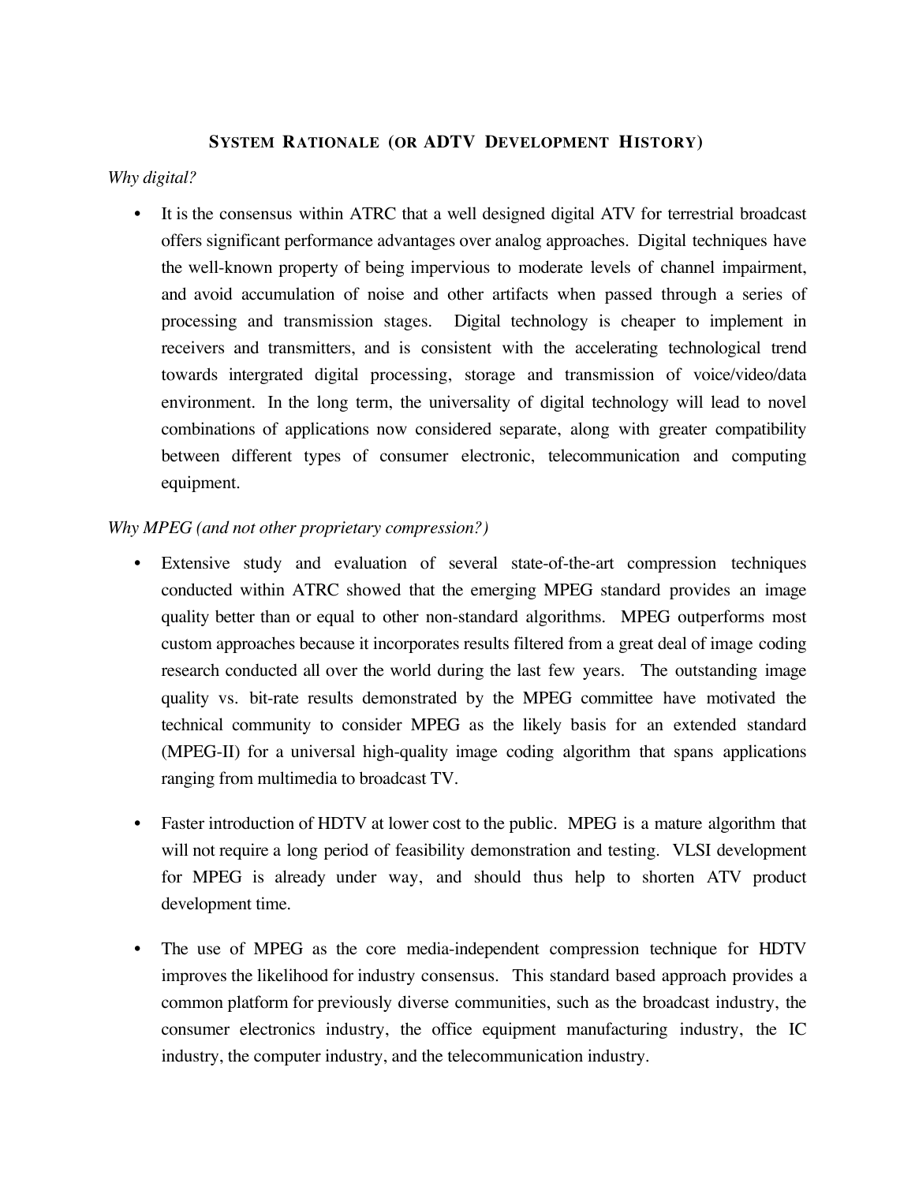## SYSTEM RATIONALE (OR ADTV DEVELOPMENT HISTORY)

*Why digital?*

- It is the consensus within ATRC that a well designed digital ATV for terrestrial broadcast offers significant performance advantages over analog approaches. Digital techniques have the well-known property of being impervious to moderate levels of channel impairment, and avoid accumulation of noise and other artifacts when passed through a series of processing and transmission stages. Digital technology is cheaper to implement in receivers and transmitters, and is consistent with the accelerating technological trend towards intergrated digital processing, storage and transmission of voice/video/data environment. In the long term, the universality of digital technology will lead to novel combinations of applications now considered separate, along with greater compatibility between different types of consumer electronic, telecommunication and computing equipment.

*Why MPEG (and not other proprietary compression?)*

- Extensive study and evaluation of several state-of-the-art compression techniques conducted within ATRC showed that the emerging MPEG standard provides an image quality better than or equal to other non-standard algorithms. MPEG outperforms most custom approaches because it incorporates results filtered from a great deal of image coding research conducted all over the world during the last few years. The outstanding image quality vs. bit-rate results demonstrated by the MPEG committee have motivated the technical community to consider MPEG as the likely basis for an extended standard (MPEG-II) for a universal high-quality image coding algorithm that spans applications ranging from multimedia to broadcast TV.

- Faster introduction of HDTV at lower cost to the public. MPEG is a mature algorithm that will not require a long period of feasibility demonstration and testing. VLSI development for MPEG is already under way, and should thus help to shorten ATV product development time.

- The use of MPEG as the core media-independent compression technique for HDTV improves the likelihood for industry consensus. This standard based approach provides a common platform for previously diverse communities, such as the broadcast industry, the consumer electronics industry, the office equipment manufacturing industry, the IC industry, the computer industry, and the telecommunication industry.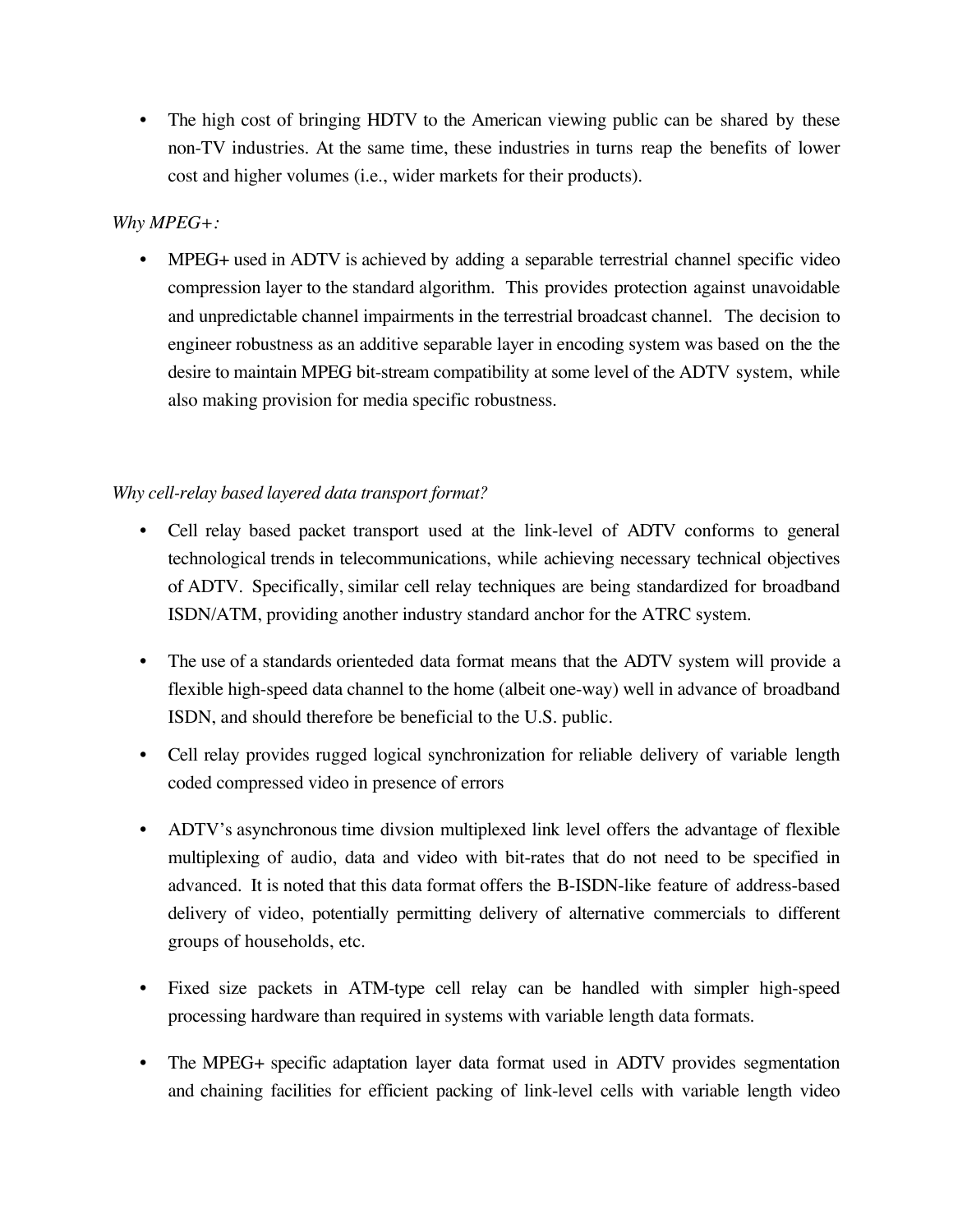- The high cost of bringing HDTV to the American viewing public can be shared by these non-TV industries. At the same time, these industries in turns reap the benefits of lower cost and higher volumes (i.e., wider markets for their products).

*Why MPEG+:*

- MPEG+ used in ADTV is achieved by adding a separable terrestrial channel specific video compression layer to the standard algorithm. This provides protection against unavoidable and unpredictable channel impairments in the terrestrial broadcast channel. The decision to engineer robustness as an additive separable layer in encoding system was based on the the desire to maintain MPEG bit-stream compatibility at some level of the ADTV system, while also making provision for media specific robustness.

*Why cell-relay based layered data transport format?*

- Cell relay based packet transport used at the link-level of ADTV conforms to general technological trends in telecommunications, while achieving necessary technical objectives of ADTV. Specifically, similar cell relay techniques are being standardized for broadband ISDN/ATM, providing another industry standard anchor for the ATRC system.

- The use of a standards orienteded data format means that the ADTV system will provide a flexible high-speed data channel to the home (albeit one-way) well in advance of broadband ISDN, and should therefore be beneficial to the U.S. public.

- Cell relay provides rugged logical synchronization for reliable delivery of variable length coded compressed video in presence of errors

- ADTV's asynchronous time divsion multiplexed link level offers the advantage of flexible multiplexing of audio, data and video with bit-rates that do not need to be specified in advanced. It is noted that this data format offers the B-ISDN-like feature of address-based delivery of video, potentially permitting delivery of alternative commercials to different groups of households, etc.

- Fixed size packets in ATM-type cell relay can be handled with simpler high-speed processing hardware than required in systems with variable length data formats.

- The MPEG+ specific adaptation layer data format used in ADTV provides segmentation and chaining facilities for efficient packing of link-level cells with variable length video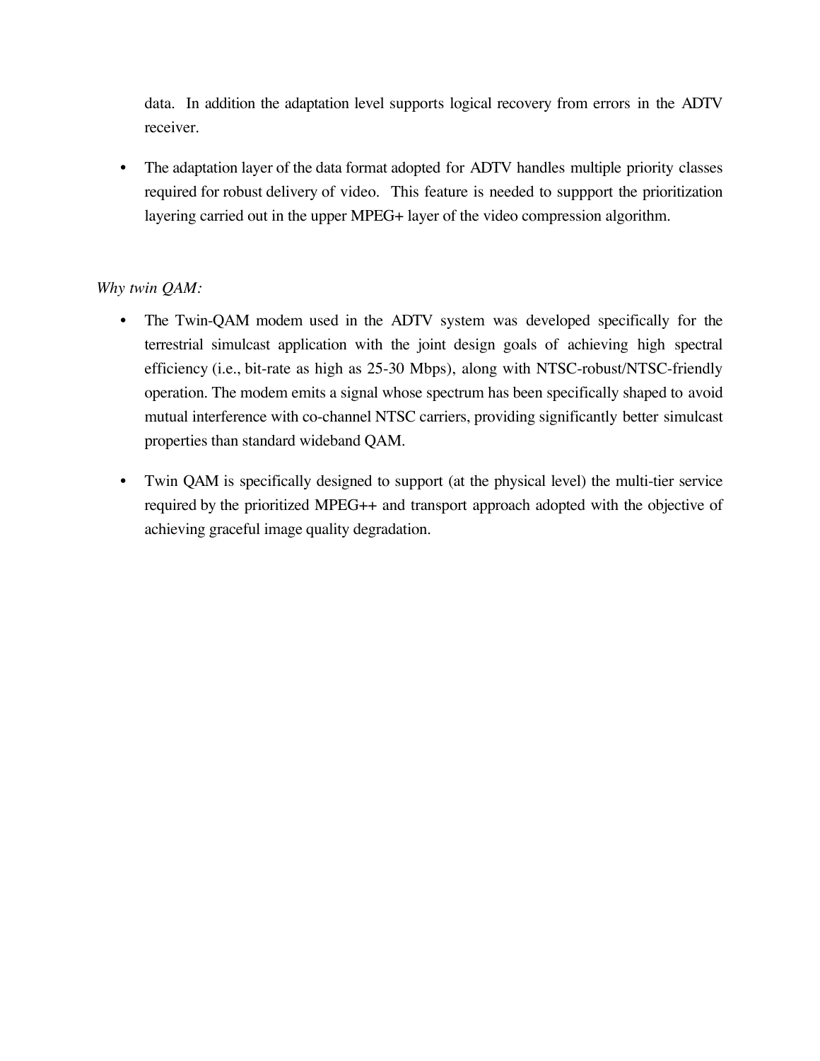data. In addition the adaptation level supports logical recovery from errors in the ADTV receiver.

- The adaptation layer of the data format adopted for ADTV handles multiple priority classes required for robust delivery of video. This feature is needed to suppport the prioritization layering carried out in the upper MPEG+ layer of the video compression algorithm.

*Why twin QAM:*

- The Twin-QAM modem used in the ADTV system was developed specifically for the terrestrial simulcast application with the joint design goals of achieving high spectral efficiency (i.e., bit-rate as high as 25-30 Mbps), along with NTSC-robust/NTSC-friendly operation. The modem emits a signal whose spectrum has been specifically shaped to avoid mutual interference with co-channel NTSC carriers, providing significantly better simulcast properties than standard wideband QAM.

- Twin QAM is specifically designed to support (at the physical level) the multi-tier service required by the prioritized MPEG++ and transport approach adopted with the objective of achieving graceful image quality degradation.